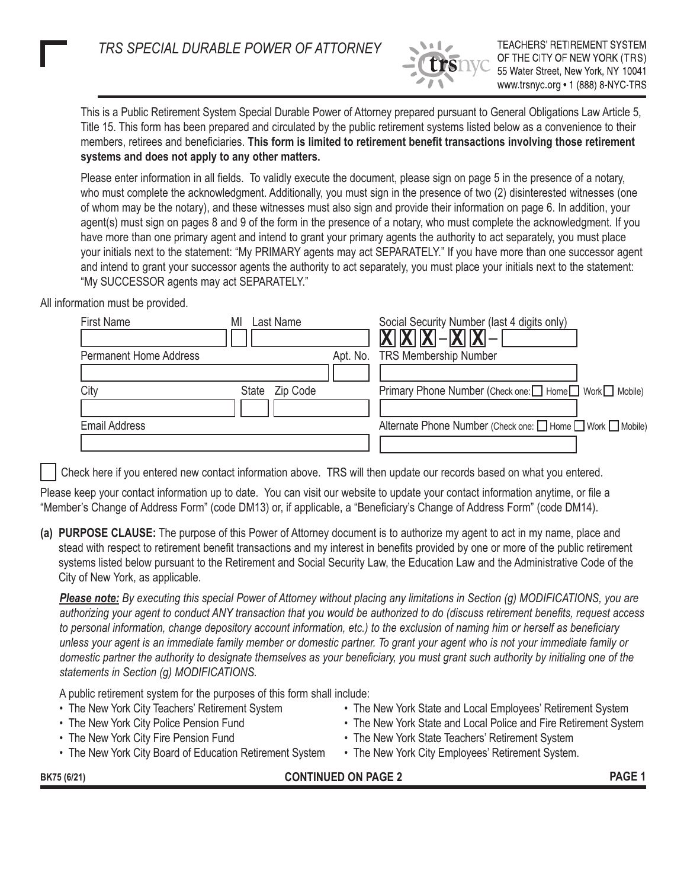# TRS SPECIAL DURABLE POWER OF ATTORNEY

TEACHERS' RETIREMENT SYSTEM OF THE CITY OF NEW YORK (TRS)
55 Water Street, New York, NY 10041
www.trsnyc.org • 1 (888) 8-NYC-TRS

This is a Public Retirement System Special Durable Power of Attorney prepared pursuant to General Obligations Law Article 5, Title 15. This form has been prepared and circulated by the public retirement systems listed below as a convenience to their members, retirees and beneficiaries. **This form is limited to retirement benefit transactions involving those retirement systems and does not apply to any other matters.**

Please enter information in all fields. To validly execute the document, please sign on page 5 in the presence of a notary, who must complete the acknowledgment. Additionally, you must sign in the presence of two (2) disinterested witnesses (one of whom may be the notary), and these witnesses must also sign and provide their information on page 6. In addition, your agent(s) must sign on pages 8 and 9 of the form in the presence of a notary, who must complete the acknowledgment. If you have more than one primary agent and intend to grant your primary agents the authority to act separately, you must place your initials next to the statement: "My PRIMARY agents may act SEPARATELY." If you have more than one successor agent and intend to grant your successor agents the authority to act separately, you must place your initials next to the statement: "My SUCCESSOR agents may act SEPARATELY."

All information must be provided.

| First Name | MI | Last Name | | Social Security Number (last 4 digits only) |
|---|---|---|---|---|
| | | | | XXX–XX– |
| Permanent Home Address | | | Apt. No. | TRS Membership Number |
| | | | | |
| City | State | Zip Code | | Primary Phone Number (Check one: ☐ Home ☐ Work ☐ Mobile) |
| | | | | |
| Email Address | | | | Alternate Phone Number (Check one: ☐ Home ☐ Work ☐ Mobile) |
| | | | | |

☐ Check here if you entered new contact information above. TRS will then update our records based on what you entered.

Please keep your contact information up to date. You can visit our website to update your contact information anytime, or file a "Member's Change of Address Form" (code DM13) or, if applicable, a "Beneficiary's Change of Address Form" (code DM14).

**(a) PURPOSE CLAUSE:** The purpose of this Power of Attorney document is to authorize my agent to act in my name, place and stead with respect to retirement benefit transactions and my interest in benefits provided by one or more of the public retirement systems listed below pursuant to the Retirement and Social Security Law, the Education Law and the Administrative Code of the City of New York, as applicable.

***Please note:*** *By executing this special Power of Attorney without placing any limitations in Section (g) MODIFICATIONS, you are authorizing your agent to conduct ANY transaction that you would be authorized to do (discuss retirement benefits, request access to personal information, change depository account information, etc.) to the exclusion of naming him or herself as beneficiary unless your agent is an immediate family member or domestic partner. To grant your agent who is not your immediate family or domestic partner the authority to designate themselves as your beneficiary, you must grant such authority by initialing one of the statements in Section (g) MODIFICATIONS.*

A public retirement system for the purposes of this form shall include:

- The New York City Teachers' Retirement System
- The New York City Police Pension Fund
- The New York City Fire Pension Fund
- The New York City Board of Education Retirement System
- The New York State and Local Employees' Retirement System
- The New York State and Local Police and Fire Retirement System
- The New York State Teachers' Retirement System
- The New York City Employees' Retirement System.

BK75 (6/21) CONTINUED ON PAGE 2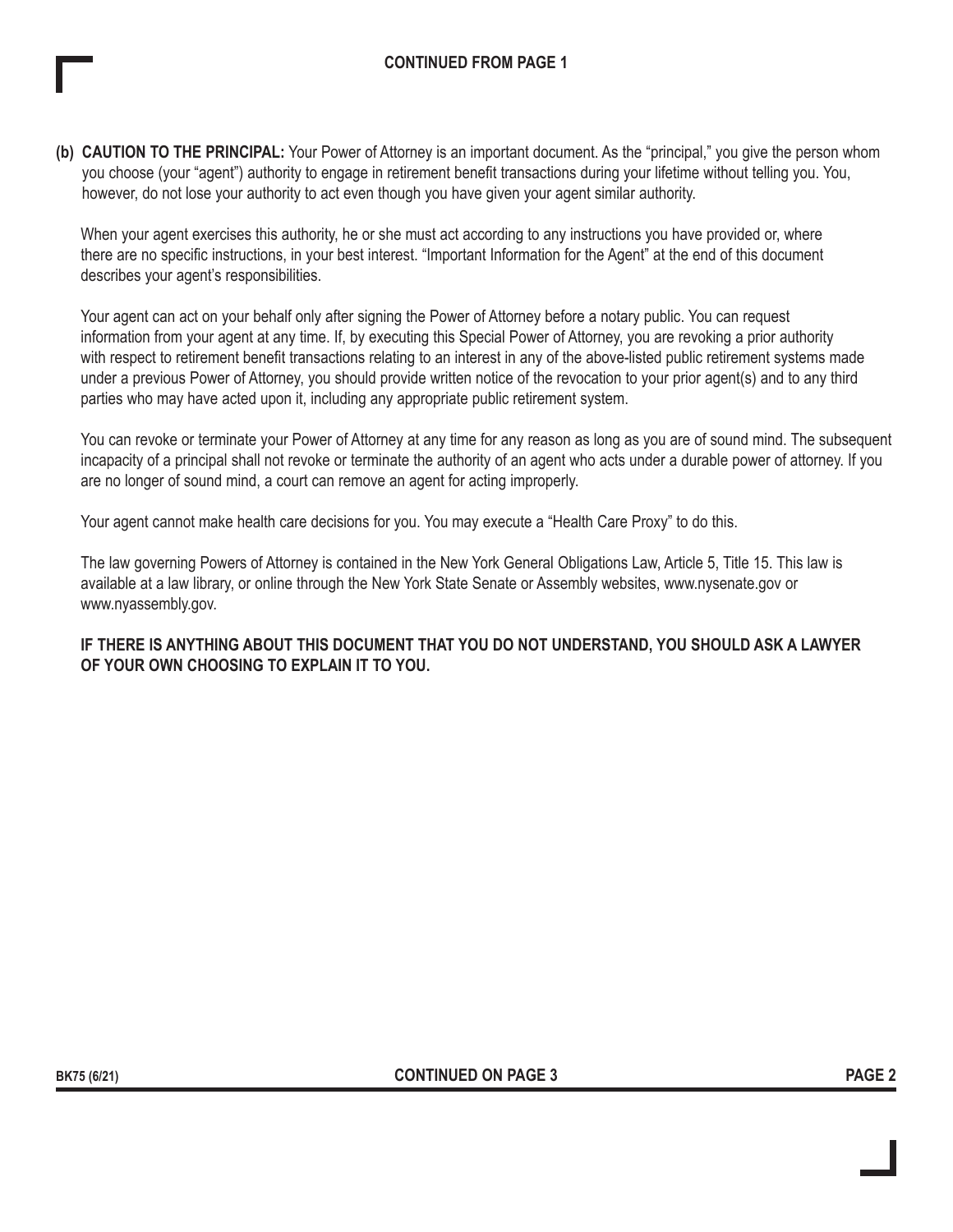**CONTINUED FROM PAGE 1**

**(b) CAUTION TO THE PRINCIPAL:** Your Power of Attorney is an important document. As the "principal," you give the person whom you choose (your "agent") authority to engage in retirement benefit transactions during your lifetime without telling you. You, however, do not lose your authority to act even though you have given your agent similar authority.

When your agent exercises this authority, he or she must act according to any instructions you have provided or, where there are no specific instructions, in your best interest. "Important Information for the Agent" at the end of this document describes your agent's responsibilities.

Your agent can act on your behalf only after signing the Power of Attorney before a notary public. You can request information from your agent at any time. If, by executing this Special Power of Attorney, you are revoking a prior authority with respect to retirement benefit transactions relating to an interest in any of the above-listed public retirement systems made under a previous Power of Attorney, you should provide written notice of the revocation to your prior agent(s) and to any third parties who may have acted upon it, including any appropriate public retirement system.

You can revoke or terminate your Power of Attorney at any time for any reason as long as you are of sound mind. The subsequent incapacity of a principal shall not revoke or terminate the authority of an agent who acts under a durable power of attorney. If you are no longer of sound mind, a court can remove an agent for acting improperly.

Your agent cannot make health care decisions for you. You may execute a "Health Care Proxy" to do this.

The law governing Powers of Attorney is contained in the New York General Obligations Law, Article 5, Title 15. This law is available at a law library, or online through the New York State Senate or Assembly websites, www.nysenate.gov or www.nyassembly.gov.

**IF THERE IS ANYTHING ABOUT THIS DOCUMENT THAT YOU DO NOT UNDERSTAND, YOU SHOULD ASK A LAWYER OF YOUR OWN CHOOSING TO EXPLAIN IT TO YOU.**

BK75 (6/21)

**CONTINUED ON PAGE 3**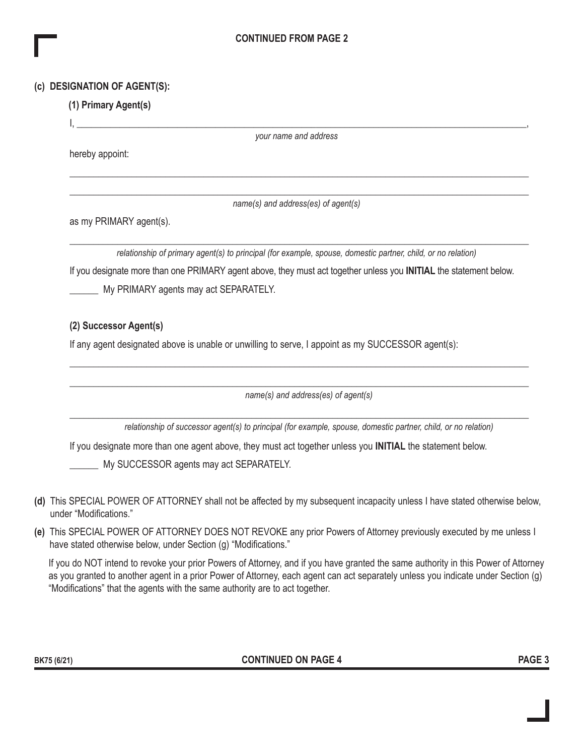CONTINUED FROM PAGE 2

**(c) DESIGNATION OF AGENT(S):**

**(1) Primary Agent(s)**

I, \_\_\_\_\_\_\_\_\_\_\_\_\_\_\_\_\_\_\_\_\_\_\_\_\_\_\_\_\_\_\_\_\_\_\_\_\_\_\_\_\_\_\_\_\_\_\_\_\_\_\_\_\_\_\_\_,

*your name and address*

hereby appoint:

\_\_\_\_\_\_\_\_\_\_\_\_\_\_\_\_\_\_\_\_\_\_\_\_\_\_\_\_\_\_\_\_\_\_\_\_\_\_\_\_\_\_\_\_\_\_\_\_\_\_\_\_\_\_\_\_

\_\_\_\_\_\_\_\_\_\_\_\_\_\_\_\_\_\_\_\_\_\_\_\_\_\_\_\_\_\_\_\_\_\_\_\_\_\_\_\_\_\_\_\_\_\_\_\_\_\_\_\_\_\_\_\_

*name(s) and address(es) of agent(s)*

as my PRIMARY agent(s).

\_\_\_\_\_\_\_\_\_\_\_\_\_\_\_\_\_\_\_\_\_\_\_\_\_\_\_\_\_\_\_\_\_\_\_\_\_\_\_\_\_\_\_\_\_\_\_\_\_\_\_\_\_\_\_\_

*relationship of primary agent(s) to principal (for example, spouse, domestic partner, child, or no relation)*

If you designate more than one PRIMARY agent above, they must act together unless you **INITIAL** the statement below.

\_\_\_\_\_\_ My PRIMARY agents may act SEPARATELY.

**(2) Successor Agent(s)**

If any agent designated above is unable or unwilling to serve, I appoint as my SUCCESSOR agent(s):

\_\_\_\_\_\_\_\_\_\_\_\_\_\_\_\_\_\_\_\_\_\_\_\_\_\_\_\_\_\_\_\_\_\_\_\_\_\_\_\_\_\_\_\_\_\_\_\_\_\_\_\_\_\_\_\_

\_\_\_\_\_\_\_\_\_\_\_\_\_\_\_\_\_\_\_\_\_\_\_\_\_\_\_\_\_\_\_\_\_\_\_\_\_\_\_\_\_\_\_\_\_\_\_\_\_\_\_\_\_\_\_\_

*name(s) and address(es) of agent(s)*

\_\_\_\_\_\_\_\_\_\_\_\_\_\_\_\_\_\_\_\_\_\_\_\_\_\_\_\_\_\_\_\_\_\_\_\_\_\_\_\_\_\_\_\_\_\_\_\_\_\_\_\_\_\_\_\_

*relationship of successor agent(s) to principal (for example, spouse, domestic partner, child, or no relation)*

If you designate more than one agent above, they must act together unless you **INITIAL** the statement below.

\_\_\_\_\_\_ My SUCCESSOR agents may act SEPARATELY.

**(d)** This SPECIAL POWER OF ATTORNEY shall not be affected by my subsequent incapacity unless I have stated otherwise below, under "Modifications."

**(e)** This SPECIAL POWER OF ATTORNEY DOES NOT REVOKE any prior Powers of Attorney previously executed by me unless I have stated otherwise below, under Section (g) "Modifications."

If you do NOT intend to revoke your prior Powers of Attorney, and if you have granted the same authority in this Power of Attorney as you granted to another agent in a prior Power of Attorney, each agent can act separately unless you indicate under Section (g) "Modifications" that the agents with the same authority are to act together.

BK75 (6/21)

CONTINUED ON PAGE 4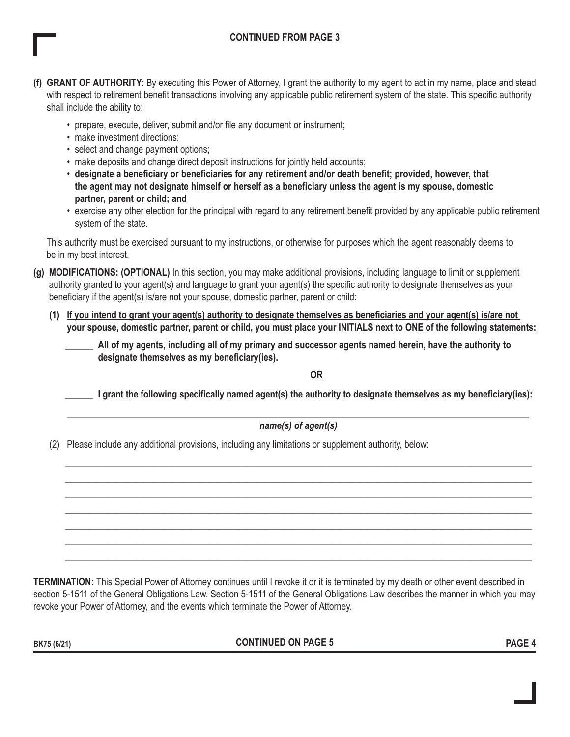**CONTINUED FROM PAGE 3**

**(f) GRANT OF AUTHORITY:** By executing this Power of Attorney, I grant the authority to my agent to act in my name, place and stead with respect to retirement benefit transactions involving any applicable public retirement system of the state. This specific authority shall include the ability to:

- prepare, execute, deliver, submit and/or file any document or instrument;
- make investment directions;
- select and change payment options;
- make deposits and change direct deposit instructions for jointly held accounts;
- **designate a beneficiary or beneficiaries for any retirement and/or death benefit; provided, however, that the agent may not designate himself or herself as a beneficiary unless the agent is my spouse, domestic partner, parent or child; and**
- exercise any other election for the principal with regard to any retirement benefit provided by any applicable public retirement system of the state.

This authority must be exercised pursuant to my instructions, or otherwise for purposes which the agent reasonably deems to be in my best interest.

**(g) MODIFICATIONS: (OPTIONAL)** In this section, you may make additional provisions, including language to limit or supplement authority granted to your agent(s) and language to grant your agent(s) the specific authority to designate themselves as your beneficiary if the agent(s) is/are not your spouse, domestic partner, parent or child:

**(1) <u>If you intend to grant your agent(s) authority to designate themselves as beneficiaries and your agent(s) is/are not your spouse, domestic partner, parent or child, you must place your INITIALS next to ONE of the following statements:</u>**

______ **All of my agents, including all of my primary and successor agents named herein, have the authority to designate themselves as my beneficiary(ies).**

**OR**

______ **I grant the following specifically named agent(s) the authority to designate themselves as my beneficiary(ies):**

______________________________________________________________________

***name(s) of agent(s)***

(2) Please include any additional provisions, including any limitations or supplement authority, below:

______________________________________________________________________

______________________________________________________________________

______________________________________________________________________

______________________________________________________________________

______________________________________________________________________

______________________________________________________________________

______________________________________________________________________

**TERMINATION:** This Special Power of Attorney continues until I revoke it or it is terminated by my death or other event described in section 5-1511 of the General Obligations Law. Section 5-1511 of the General Obligations Law describes the manner in which you may revoke your Power of Attorney, and the events which terminate the Power of Attorney.

**CONTINUED ON PAGE 5**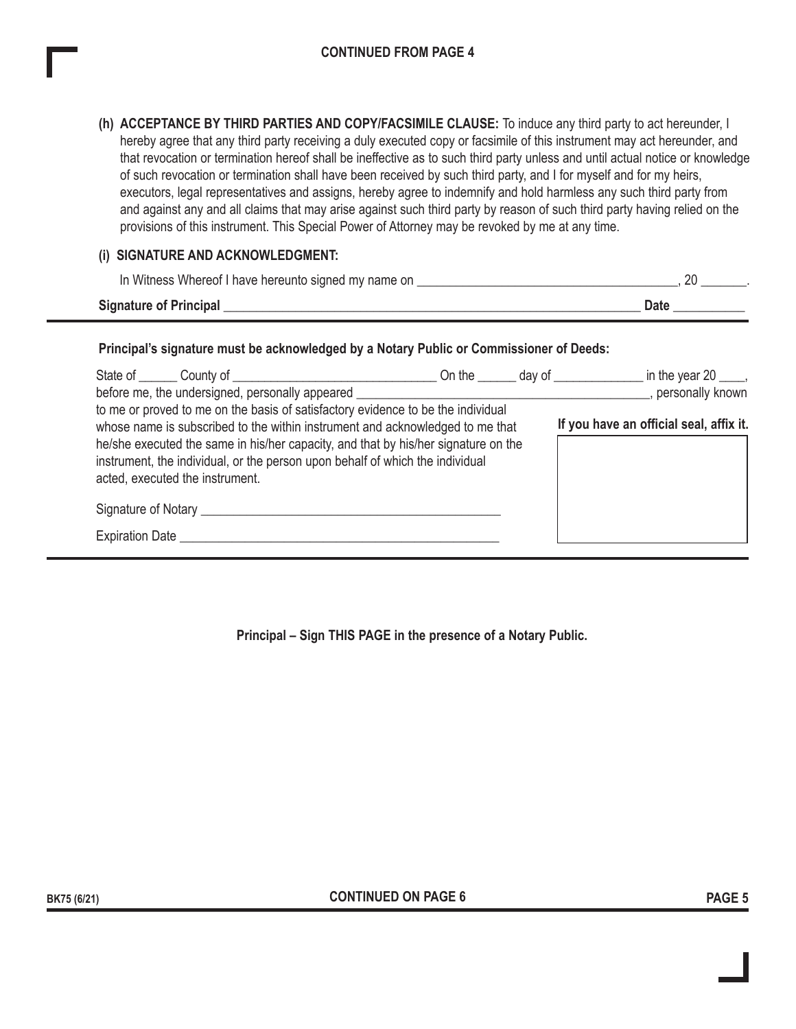CONTINUED FROM PAGE 4

**(h) ACCEPTANCE BY THIRD PARTIES AND COPY/FACSIMILE CLAUSE:** To induce any third party to act hereunder, I hereby agree that any third party receiving a duly executed copy or facsimile of this instrument may act hereunder, and that revocation or termination hereof shall be ineffective as to such third party unless and until actual notice or knowledge of such revocation or termination shall have been received by such third party, and I for myself and for my heirs, executors, legal representatives and assigns, hereby agree to indemnify and hold harmless any such third party from and against any and all claims that may arise against such third party by reason of such third party having relied on the provisions of this instrument. This Special Power of Attorney may be revoked by me at any time.

**(i) SIGNATURE AND ACKNOWLEDGMENT:**

In Witness Whereof I have hereunto signed my name on ________________________________________, 20 _______.

**Signature of Principal** ________________________________________________________________ **Date** __________

**Principal's signature must be acknowledged by a Notary Public or Commissioner of Deeds:**

State of ______ County of ________________________________ On the ______ day of ______________ in the year 20 ____, before me, the undersigned, personally appeared ______________________________________________, personally known to me or proved to me on the basis of satisfactory evidence to be the individual whose name is subscribed to the within instrument and acknowledged to me that he/she executed the same in his/her capacity, and that by his/her signature on the instrument, the individual, or the person upon behalf of which the individual acted, executed the instrument.

**If you have an official seal, affix it.**

Signature of Notary ______________________________________________

Expiration Date __________________________________________________

**Principal – Sign THIS PAGE in the presence of a Notary Public.**

BK75 (6/21)

CONTINUED ON PAGE 6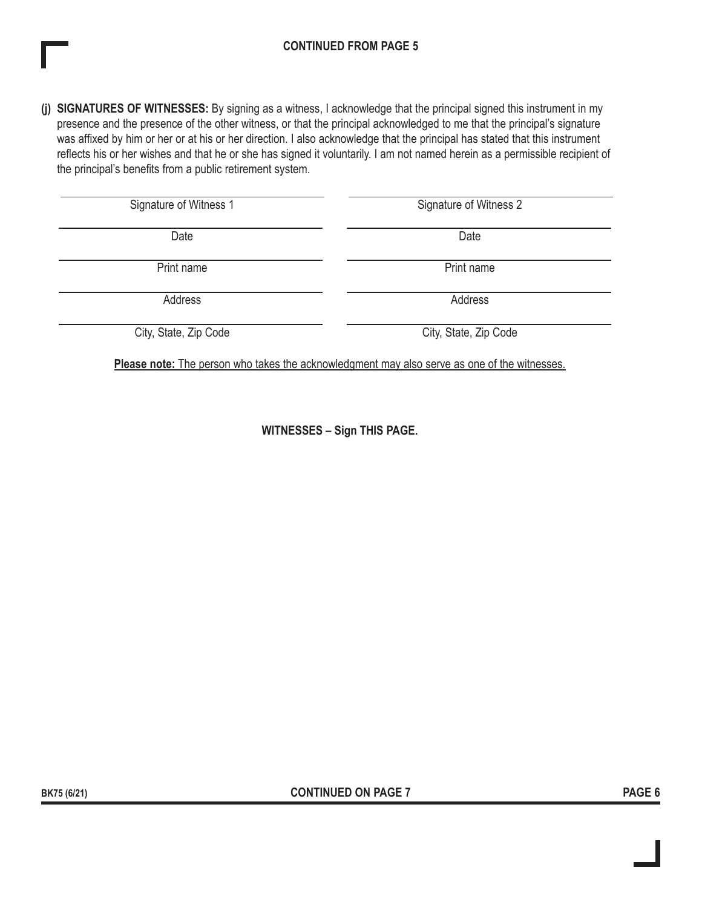**CONTINUED FROM PAGE 5**

**(j) SIGNATURES OF WITNESSES:** By signing as a witness, I acknowledge that the principal signed this instrument in my presence and the presence of the other witness, or that the principal acknowledged to me that the principal's signature was affixed by him or her or at his or her direction. I also acknowledge that the principal has stated that this instrument reflects his or her wishes and that he or she has signed it voluntarily. I am not named herein as a permissible recipient of the principal's benefits from a public retirement system.

| | |
|---|---|
| Signature of Witness 1 | Signature of Witness 2 |
| Date | Date |
| Print name | Print name |
| Address | Address |
| City, State, Zip Code | City, State, Zip Code |

**Please note:** The person who takes the acknowledgment may also serve as one of the witnesses.

**WITNESSES – Sign THIS PAGE.**

BK75 (6/21)

**CONTINUED ON PAGE 7**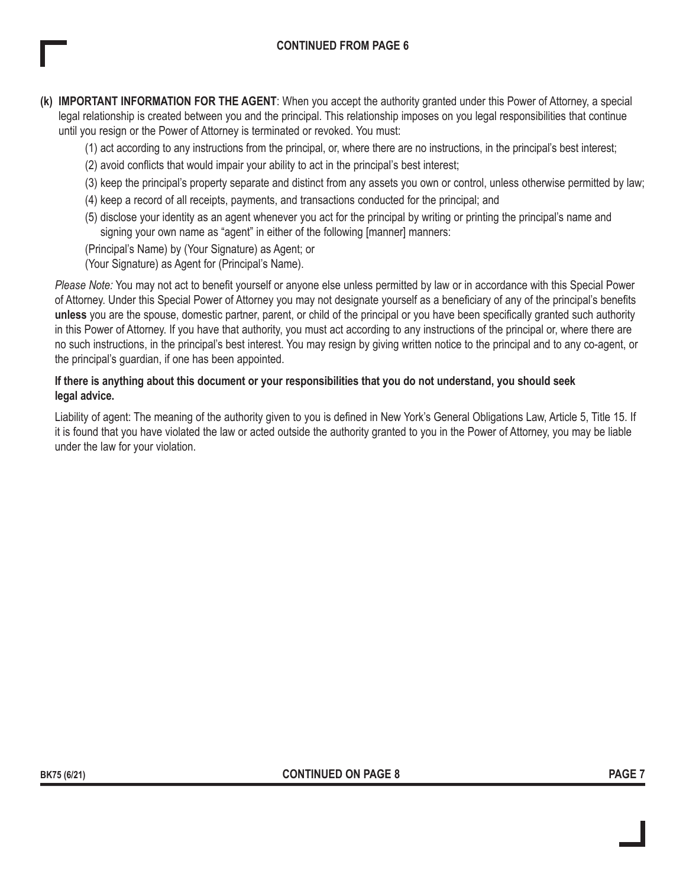**CONTINUED FROM PAGE 6**

**(k) IMPORTANT INFORMATION FOR THE AGENT**: When you accept the authority granted under this Power of Attorney, a special legal relationship is created between you and the principal. This relationship imposes on you legal responsibilities that continue until you resign or the Power of Attorney is terminated or revoked. You must:

(1) act according to any instructions from the principal, or, where there are no instructions, in the principal's best interest;

(2) avoid conflicts that would impair your ability to act in the principal's best interest;

(3) keep the principal's property separate and distinct from any assets you own or control, unless otherwise permitted by law;

(4) keep a record of all receipts, payments, and transactions conducted for the principal; and

(5) disclose your identity as an agent whenever you act for the principal by writing or printing the principal's name and signing your own name as "agent" in either of the following [manner] manners:

(Principal's Name) by (Your Signature) as Agent; or

(Your Signature) as Agent for (Principal's Name).

*Please Note:* You may not act to benefit yourself or anyone else unless permitted by law or in accordance with this Special Power of Attorney. Under this Special Power of Attorney you may not designate yourself as a beneficiary of any of the principal's benefits **unless** you are the spouse, domestic partner, parent, or child of the principal or you have been specifically granted such authority in this Power of Attorney. If you have that authority, you must act according to any instructions of the principal or, where there are no such instructions, in the principal's best interest. You may resign by giving written notice to the principal and to any co-agent, or the principal's guardian, if one has been appointed.

**If there is anything about this document or your responsibilities that you do not understand, you should seek legal advice.**

Liability of agent: The meaning of the authority given to you is defined in New York's General Obligations Law, Article 5, Title 15. If it is found that you have violated the law or acted outside the authority granted to you in the Power of Attorney, you may be liable under the law for your violation.

**CONTINUED ON PAGE 8**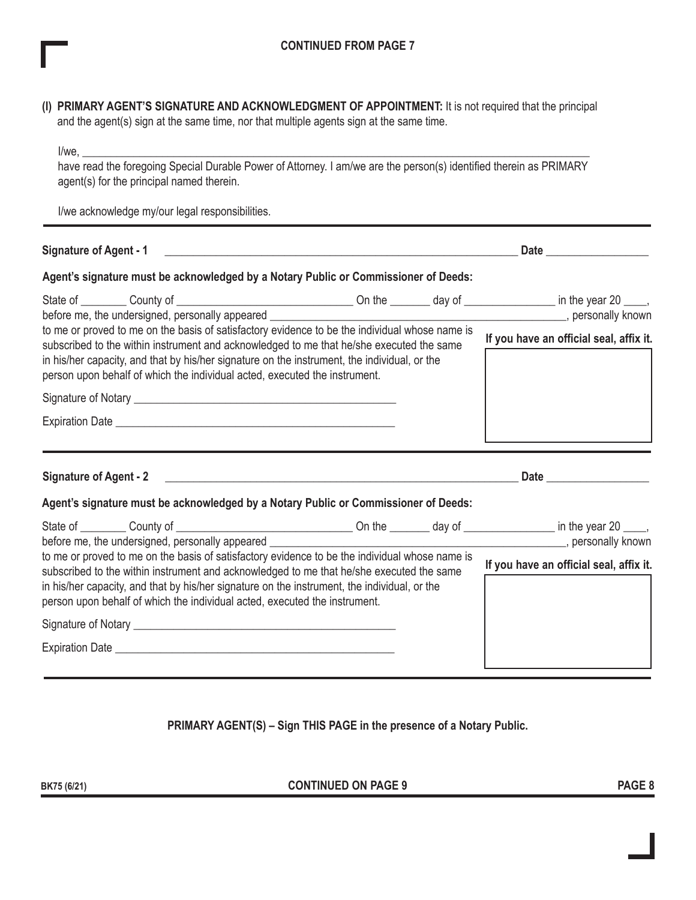CONTINUED FROM PAGE 7

**(I) PRIMARY AGENT'S SIGNATURE AND ACKNOWLEDGMENT OF APPOINTMENT:** It is not required that the principal and the agent(s) sign at the same time, nor that multiple agents sign at the same time.

I/we, ______________________________________________________________________________

have read the foregoing Special Durable Power of Attorney. I am/we are the person(s) identified therein as PRIMARY agent(s) for the principal named therein.

I/we acknowledge my/our legal responsibilities.

---

**Signature of Agent - 1** ____________________________________________________________ **Date** ________________

**Agent's signature must be acknowledged by a Notary Public or Commissioner of Deeds:**

State of ________ County of ____________________________ On the _______ day of _______________ in the year 20 ____, before me, the undersigned, personally appeared ___________________________________________________, personally known to me or proved to me on the basis of satisfactory evidence to be the individual whose name is subscribed to the within instrument and acknowledged to me that he/she executed the same in his/her capacity, and that by his/her signature on the instrument, the individual, or the person upon behalf of which the individual acted, executed the instrument.

**If you have an official seal, affix it.**

Signature of Notary _____________________________________________

Expiration Date ________________________________________________

---

**Signature of Agent - 2** ____________________________________________________________ **Date** ________________

**Agent's signature must be acknowledged by a Notary Public or Commissioner of Deeds:**

State of ________ County of ____________________________ On the _______ day of _______________ in the year 20 ____, before me, the undersigned, personally appeared ___________________________________________________, personally known to me or proved to me on the basis of satisfactory evidence to be the individual whose name is subscribed to the within instrument and acknowledged to me that he/she executed the same in his/her capacity, and that by his/her signature on the instrument, the individual, or the person upon behalf of which the individual acted, executed the instrument.

**If you have an official seal, affix it.**

Signature of Notary _____________________________________________

Expiration Date ________________________________________________

---

**PRIMARY AGENT(S) – Sign THIS PAGE in the presence of a Notary Public.**

BK75 (6/21)

**CONTINUED ON PAGE 9**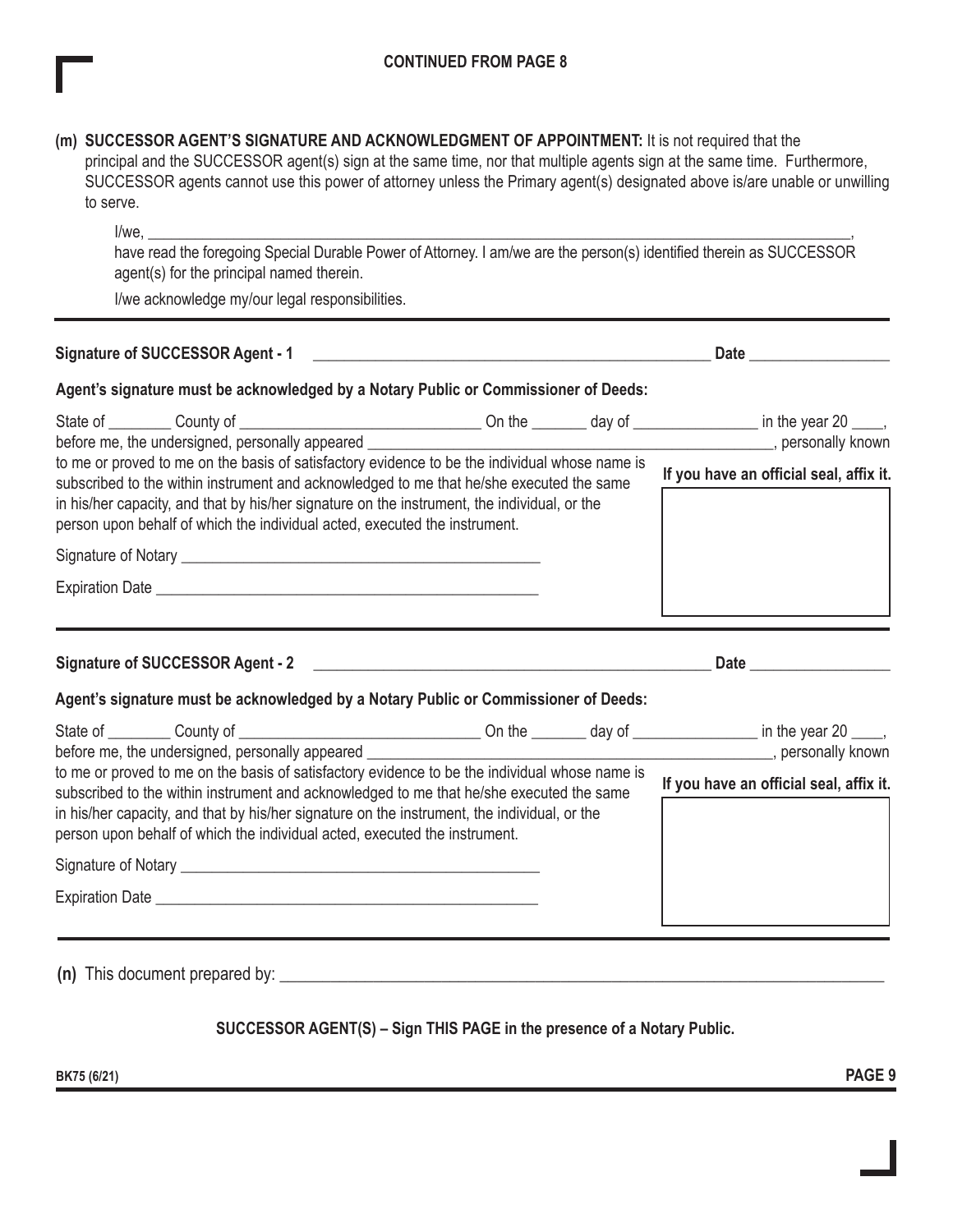**CONTINUED FROM PAGE 8**

**(m) SUCCESSOR AGENT'S SIGNATURE AND ACKNOWLEDGMENT OF APPOINTMENT:** It is not required that the principal and the SUCCESSOR agent(s) sign at the same time, nor that multiple agents sign at the same time. Furthermore, SUCCESSOR agents cannot use this power of attorney unless the Primary agent(s) designated above is/are unable or unwilling to serve.

I/we, ______________________________________________________________________________________________,
have read the foregoing Special Durable Power of Attorney. I am/we are the person(s) identified therein as SUCCESSOR agent(s) for the principal named therein.

I/we acknowledge my/our legal responsibilities.

---

**Signature of SUCCESSOR Agent - 1** ______________________________________________ **Date** ________________

**Agent's signature must be acknowledged by a Notary Public or Commissioner of Deeds:**

State of ________ County of ______________________________ On the _______ day of _______________ in the year 20 ____, before me, the undersigned, personally appeared ______________________________________________________, personally known to me or proved to me on the basis of satisfactory evidence to be the individual whose name is subscribed to the within instrument and acknowledged to me that he/she executed the same in his/her capacity, and that by his/her signature on the instrument, the individual, or the person upon behalf of which the individual acted, executed the instrument.

**If you have an official seal, affix it.**

Signature of Notary ______________________________________________

Expiration Date ________________________________________________

---

**Signature of SUCCESSOR Agent - 2** ______________________________________________ **Date** ________________

**Agent's signature must be acknowledged by a Notary Public or Commissioner of Deeds:**

State of ________ County of ______________________________ On the _______ day of _______________ in the year 20 ____, before me, the undersigned, personally appeared ______________________________________________________, personally known to me or proved to me on the basis of satisfactory evidence to be the individual whose name is subscribed to the within instrument and acknowledged to me that he/she executed the same in his/her capacity, and that by his/her signature on the instrument, the individual, or the person upon behalf of which the individual acted, executed the instrument.

**If you have an official seal, affix it.**

Signature of Notary ______________________________________________

Expiration Date ________________________________________________

---

**(n)** This document prepared by: ______________________________________________________________________

**SUCCESSOR AGENT(S) – Sign THIS PAGE in the presence of a Notary Public.**

**BK75 (6/21)**